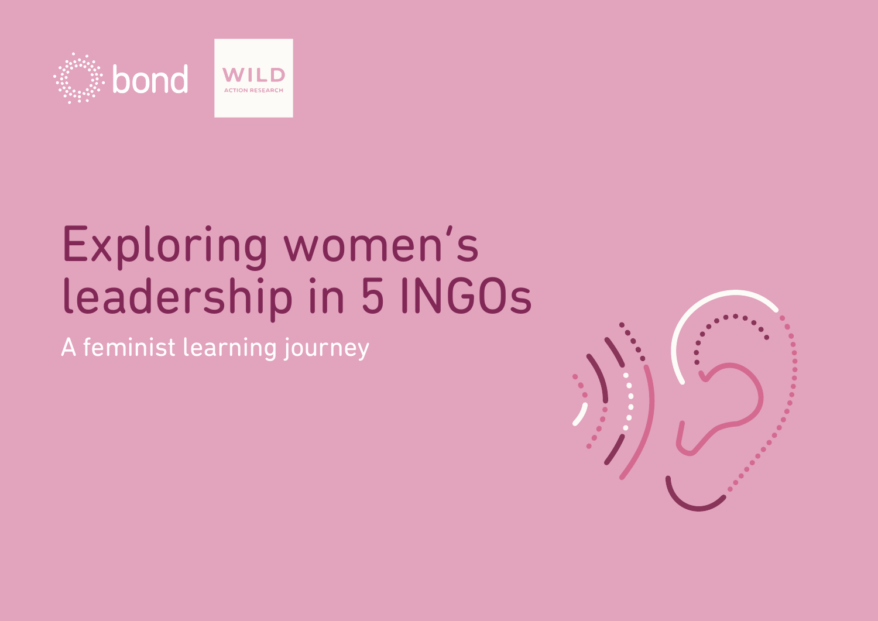bond

WILD
ACTION RESEARCH

# Exploring women's leadership in 5 INGOs

## A feminist learning journey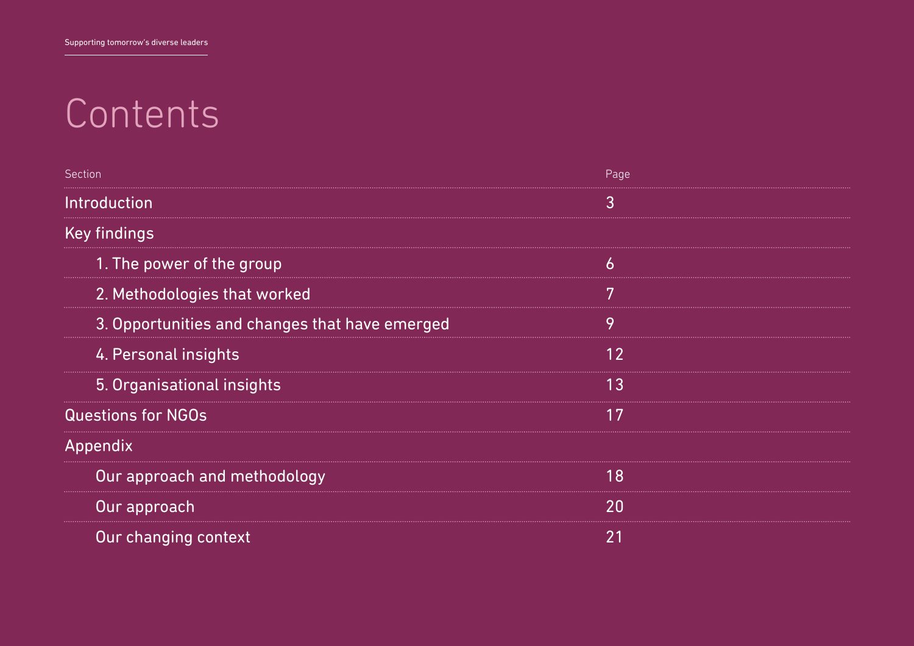# Contents

| Section | Page |
| --- | --- |
| Introduction | 3 |
| Key findings | |
| 1. The power of the group | 6 |
| 2. Methodologies that worked | 7 |
| 3. Opportunities and changes that have emerged | 9 |
| 4. Personal insights | 12 |
| 5. Organisational insights | 13 |
| Questions for NGOs | 17 |
| Appendix | |
| Our approach and methodology | 18 |
| Our approach | 20 |
| Our changing context | 21 |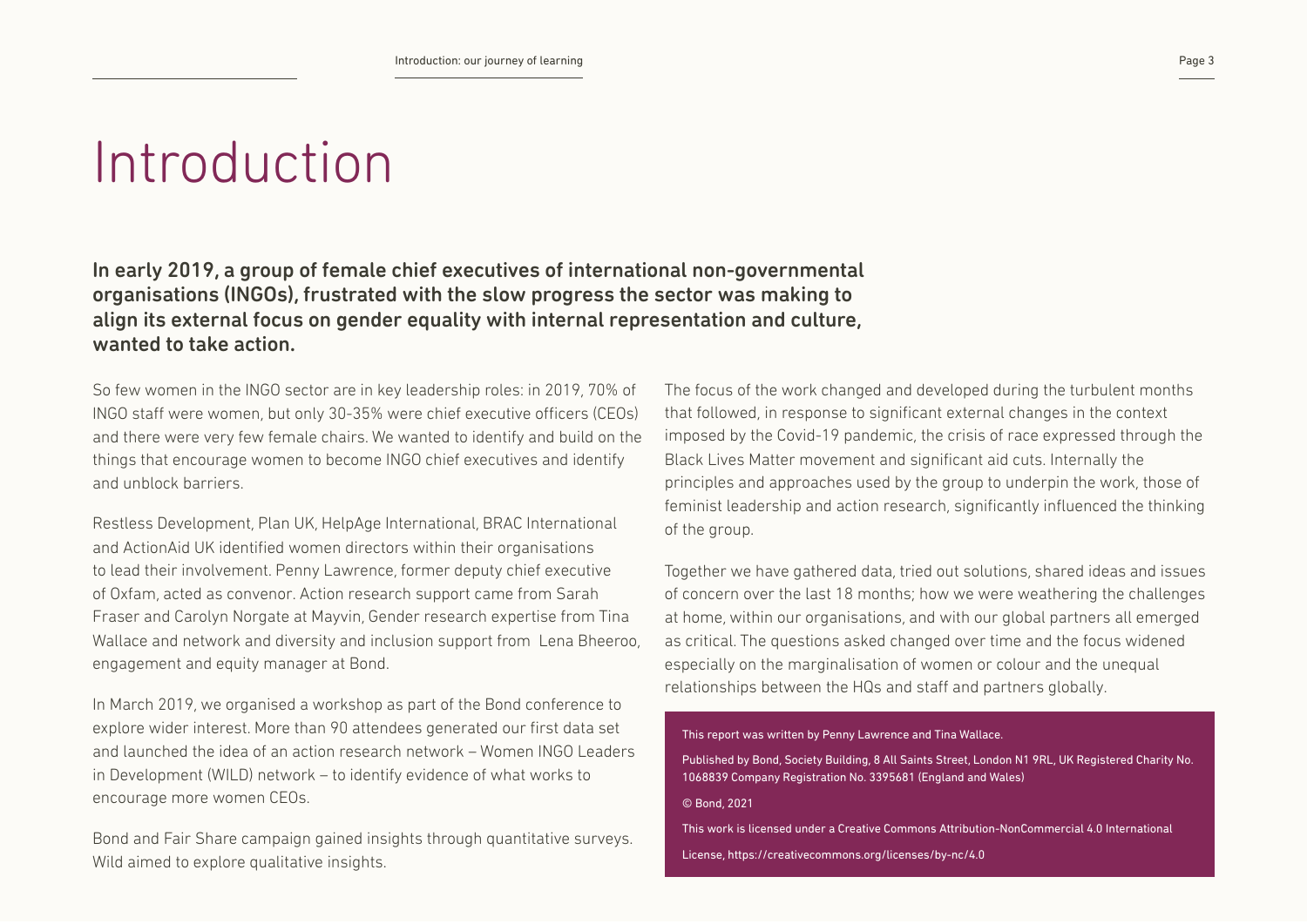# Introduction

**In early 2019, a group of female chief executives of international non-governmental organisations (INGOs), frustrated with the slow progress the sector was making to align its external focus on gender equality with internal representation and culture, wanted to take action.**

So few women in the INGO sector are in key leadership roles: in 2019, 70% of INGO staff were women, but only 30-35% were chief executive officers (CEOs) and there were very few female chairs. We wanted to identify and build on the things that encourage women to become INGO chief executives and identify and unblock barriers.

Restless Development, Plan UK, HelpAge International, BRAC International and ActionAid UK identified women directors within their organisations to lead their involvement. Penny Lawrence, former deputy chief executive of Oxfam, acted as convenor. Action research support came from Sarah Fraser and Carolyn Norgate at Mayvin, Gender research expertise from Tina Wallace and network and diversity and inclusion support from Lena Bheeroo, engagement and equity manager at Bond.

In March 2019, we organised a workshop as part of the Bond conference to explore wider interest. More than 90 attendees generated our first data set and launched the idea of an action research network – Women INGO Leaders in Development (WILD) network – to identify evidence of what works to encourage more women CEOs.

Bond and Fair Share campaign gained insights through quantitative surveys. Wild aimed to explore qualitative insights.

The focus of the work changed and developed during the turbulent months that followed, in response to significant external changes in the context imposed by the Covid-19 pandemic, the crisis of race expressed through the Black Lives Matter movement and significant aid cuts. Internally the principles and approaches used by the group to underpin the work, those of feminist leadership and action research, significantly influenced the thinking of the group.

Together we have gathered data, tried out solutions, shared ideas and issues of concern over the last 18 months; how we were weathering the challenges at home, within our organisations, and with our global partners all emerged as critical. The questions asked changed over time and the focus widened especially on the marginalisation of women or colour and the unequal relationships between the HQs and staff and partners globally.

This report was written by Penny Lawrence and Tina Wallace.

Published by Bond, Society Building, 8 All Saints Street, London N1 9RL, UK Registered Charity No. 1068839 Company Registration No. 3395681 (England and Wales)

© Bond, 2021

This work is licensed under a Creative Commons Attribution-NonCommercial 4.0 International

License, https://creativecommons.org/licenses/by-nc/4.0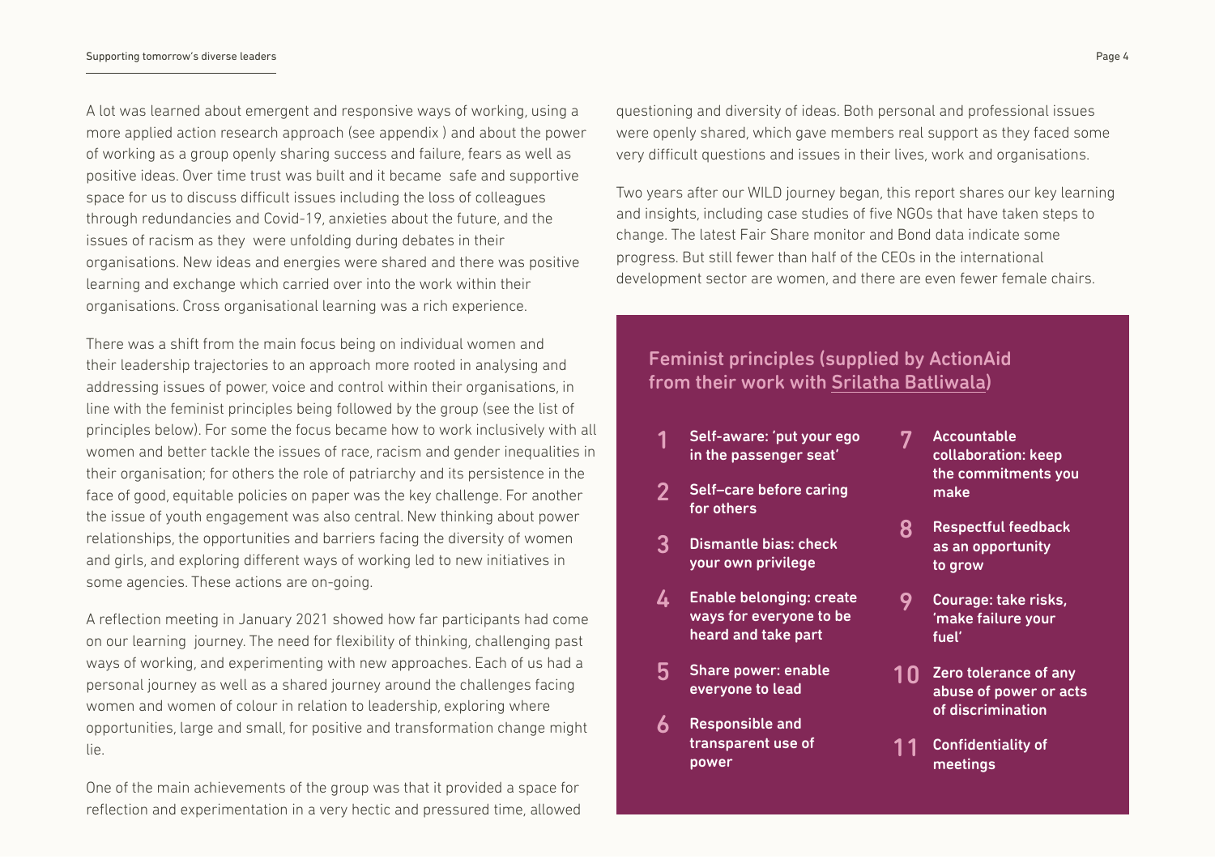A lot was learned about emergent and responsive ways of working, using a more applied action research approach (see appendix ) and about the power of working as a group openly sharing success and failure, fears as well as positive ideas. Over time trust was built and it became  safe and supportive space for us to discuss difficult issues including the loss of colleagues through redundancies and Covid-19, anxieties about the future, and the issues of racism as they  were unfolding during debates in their organisations. New ideas and energies were shared and there was positive learning and exchange which carried over into the work within their organisations. Cross organisational learning was a rich experience.

There was a shift from the main focus being on individual women and their leadership trajectories to an approach more rooted in analysing and addressing issues of power, voice and control within their organisations, in line with the feminist principles being followed by the group (see the list of principles below). For some the focus became how to work inclusively with all women and better tackle the issues of race, racism and gender inequalities in their organisation; for others the role of patriarchy and its persistence in the face of good, equitable policies on paper was the key challenge. For another the issue of youth engagement was also central. New thinking about power relationships, the opportunities and barriers facing the diversity of women and girls, and exploring different ways of working led to new initiatives in some agencies. These actions are on-going.

A reflection meeting in January 2021 showed how far participants had come on our learning  journey. The need for flexibility of thinking, challenging past ways of working, and experimenting with new approaches. Each of us had a personal journey as well as a shared journey around the challenges facing women and women of colour in relation to leadership, exploring where opportunities, large and small, for positive and transformation change might lie.

One of the main achievements of the group was that it provided a space for reflection and experimentation in a very hectic and pressured time, allowed questioning and diversity of ideas. Both personal and professional issues were openly shared, which gave members real support as they faced some very difficult questions and issues in their lives, work and organisations.

Two years after our WILD journey began, this report shares our key learning and insights, including case studies of five NGOs that have taken steps to change. The latest Fair Share monitor and Bond data indicate some progress. But still fewer than half of the CEOs in the international development sector are women, and there are even fewer female chairs.

### Feminist principles (supplied by ActionAid from their work with Srilatha Batliwala)

1. **Self-aware: 'put your ego in the passenger seat'**
2. **Self–care before caring for others**
3. **Dismantle bias: check your own privilege**
4. **Enable belonging: create ways for everyone to be heard and take part**
5. **Share power: enable everyone to lead**
6. **Responsible and transparent use of power**
7. **Accountable collaboration: keep the commitments you make**
8. **Respectful feedback as an opportunity to grow**
9. **Courage: take risks, 'make failure your fuel'**
10. **Zero tolerance of any abuse of power or acts of discrimination**
11. **Confidentiality of meetings**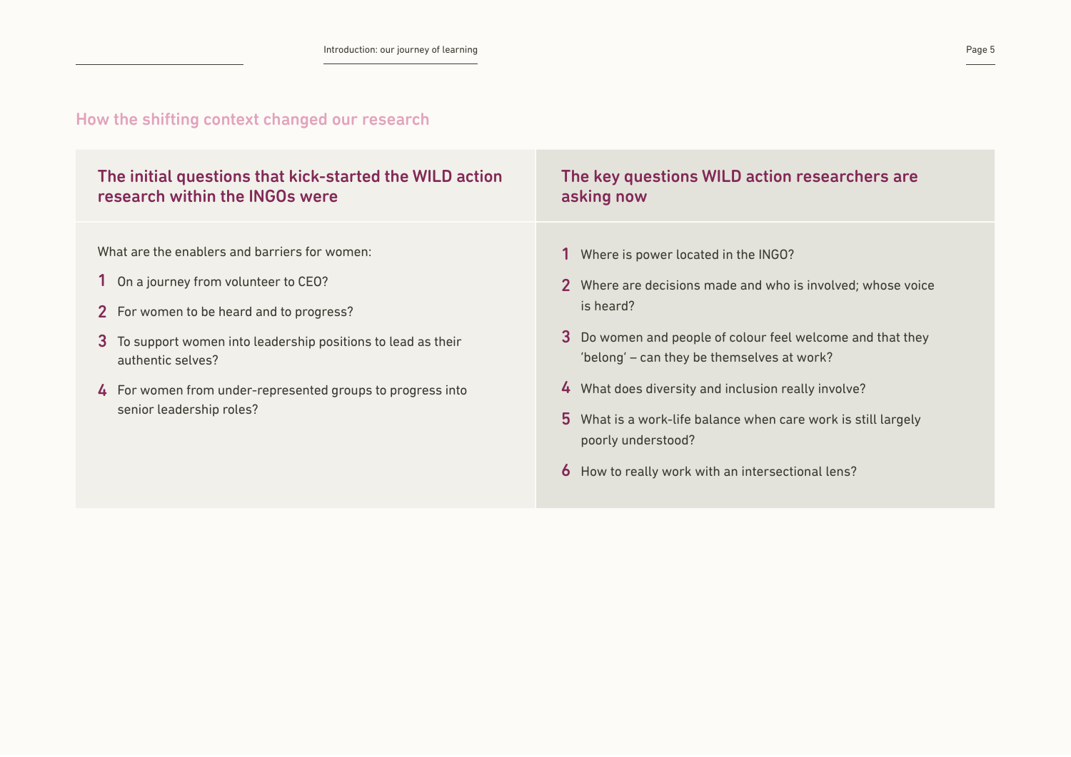## How the shifting context changed our research

| The initial questions that kick-started the WILD action research within the INGOs were | The key questions WILD action researchers are asking now |
| --- | --- |
| What are the enablers and barriers for women:<br>1 On a journey from volunteer to CEO?<br>2 For women to be heard and to progress?<br>3 To support women into leadership positions to lead as their authentic selves?<br>4 For women from under-represented groups to progress into senior leadership roles? | 1 Where is power located in the INGO?<br>2 Where are decisions made and who is involved; whose voice is heard?<br>3 Do women and people of colour feel welcome and that they 'belong' – can they be themselves at work?<br>4 What does diversity and inclusion really involve?<br>5 What is a work-life balance when care work is still largely poorly understood?<br>6 How to really work with an intersectional lens? |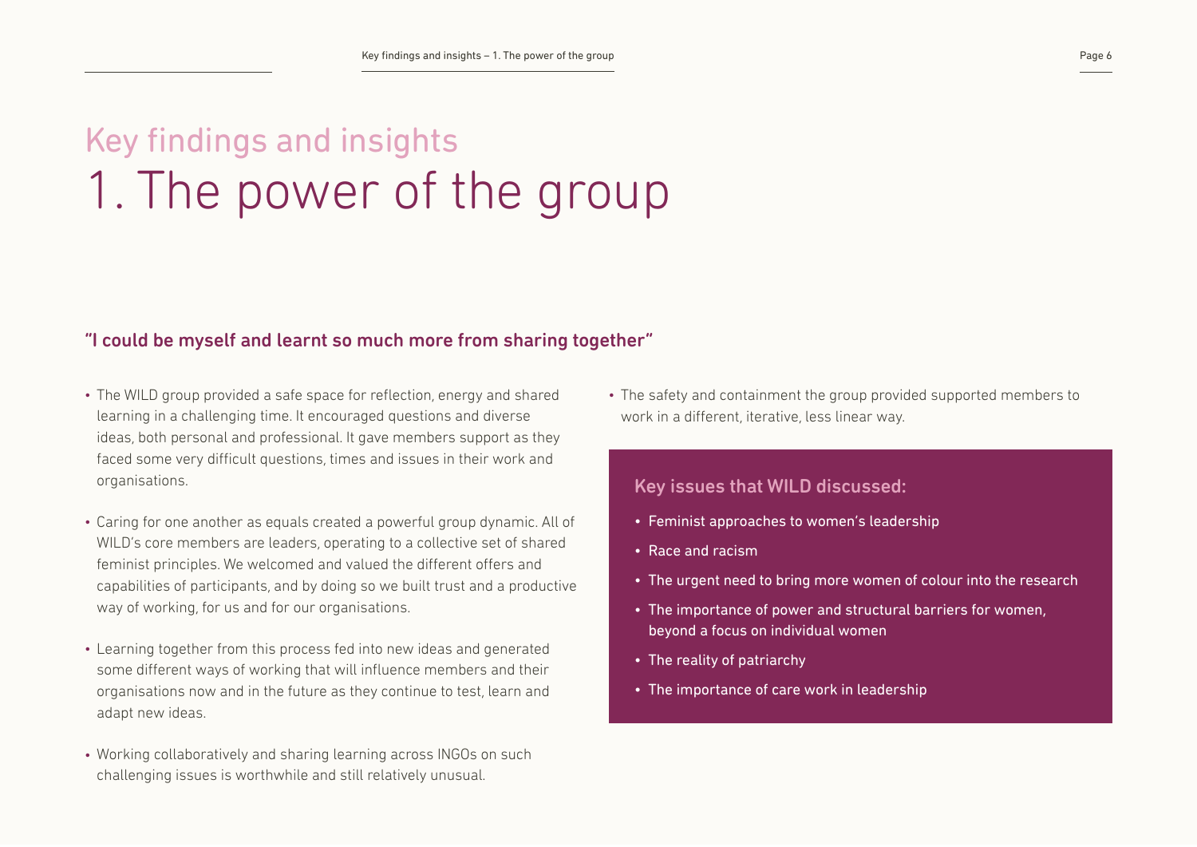# Key findings and insights
# 1. The power of the group

### "I could be myself and learnt so much more from sharing together"

- The WILD group provided a safe space for reflection, energy and shared learning in a challenging time. It encouraged questions and diverse ideas, both personal and professional. It gave members support as they faced some very difficult questions, times and issues in their work and organisations.
- Caring for one another as equals created a powerful group dynamic. All of WILD's core members are leaders, operating to a collective set of shared feminist principles. We welcomed and valued the different offers and capabilities of participants, and by doing so we built trust and a productive way of working, for us and for our organisations.
- Learning together from this process fed into new ideas and generated some different ways of working that will influence members and their organisations now and in the future as they continue to test, learn and adapt new ideas.
- Working collaboratively and sharing learning across INGOs on such challenging issues is worthwhile and still relatively unusual.
- The safety and containment the group provided supported members to work in a different, iterative, less linear way.

### Key issues that WILD discussed:

- Feminist approaches to women's leadership
- Race and racism
- The urgent need to bring more women of colour into the research
- The importance of power and structural barriers for women, beyond a focus on individual women
- The reality of patriarchy
- The importance of care work in leadership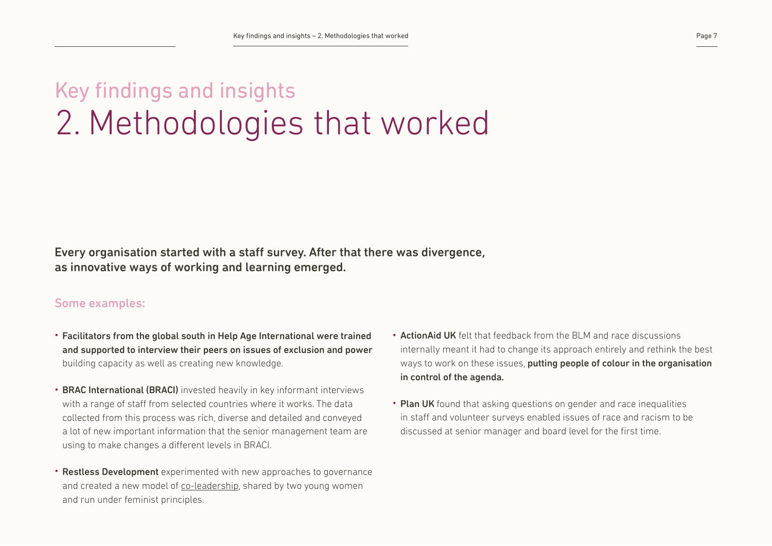# Key findings and insights
# 2. Methodologies that worked

**Every organisation started with a staff survey. After that there was divergence, as innovative ways of working and learning emerged.**

## Some examples:

- **Facilitators from the global south in Help Age International were trained and supported to interview their peers on issues of exclusion and power** building capacity as well as creating new knowledge.

- **BRAC International (BRACI)** invested heavily in key informant interviews with a range of staff from selected countries where it works. The data collected from this process was rich, diverse and detailed and conveyed a lot of new important information that the senior management team are using to make changes a different levels in BRACI.

- **Restless Development** experimented with new approaches to governance and created a new model of co-leadership, shared by two young women and run under feminist principles.

- **ActionAid UK** felt that feedback from the BLM and race discussions internally meant it had to change its approach entirely and rethink the best ways to work on these issues, **putting people of colour in the organisation in control of the agenda.**

- **Plan UK** found that asking questions on gender and race inequalities in staff and volunteer surveys enabled issues of race and racism to be discussed at senior manager and board level for the first time.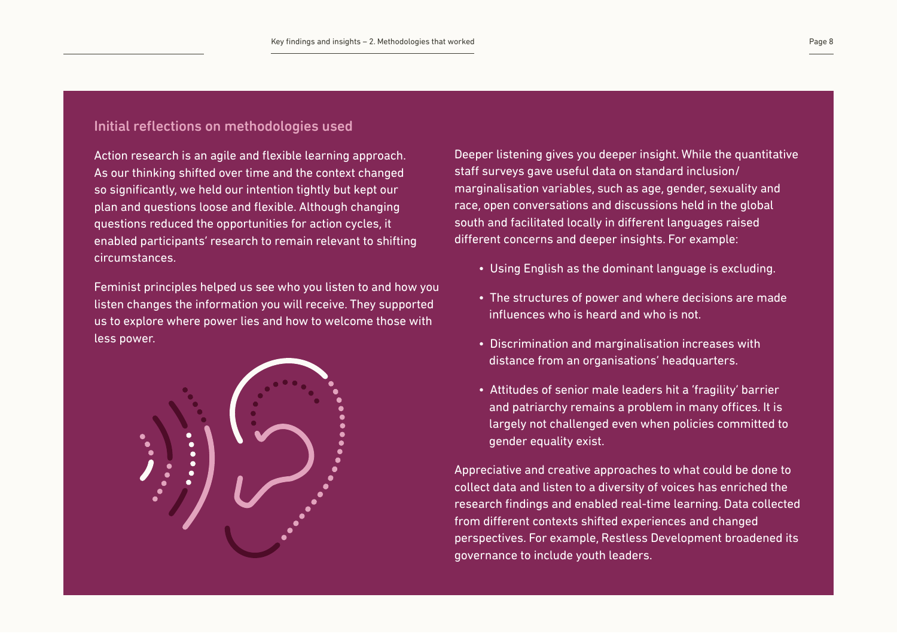## Initial reflections on methodologies used

Action research is an agile and flexible learning approach. As our thinking shifted over time and the context changed so significantly, we held our intention tightly but kept our plan and questions loose and flexible. Although changing questions reduced the opportunities for action cycles, it enabled participants' research to remain relevant to shifting circumstances.

Feminist principles helped us see who you listen to and how you listen changes the information you will receive. They supported us to explore where power lies and how to welcome those with less power.

Deeper listening gives you deeper insight. While the quantitative staff surveys gave useful data on standard inclusion/marginalisation variables, such as age, gender, sexuality and race, open conversations and discussions held in the global south and facilitated locally in different languages raised different concerns and deeper insights. For example:

- Using English as the dominant language is excluding.
- The structures of power and where decisions are made influences who is heard and who is not.
- Discrimination and marginalisation increases with distance from an organisations' headquarters.
- Attitudes of senior male leaders hit a 'fragility' barrier and patriarchy remains a problem in many offices. It is largely not challenged even when policies committed to gender equality exist.

Appreciative and creative approaches to what could be done to collect data and listen to a diversity of voices has enriched the research findings and enabled real-time learning. Data collected from different contexts shifted experiences and changed perspectives. For example, Restless Development broadened its governance to include youth leaders.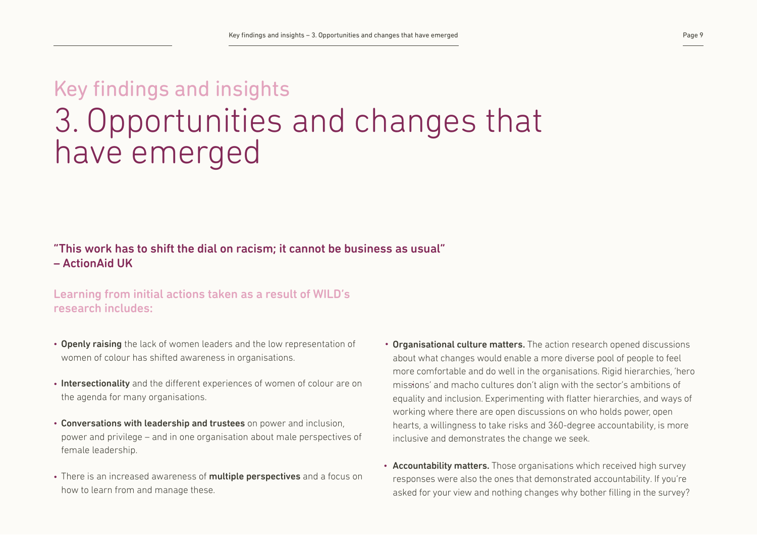# Key findings and insights
# 3. Opportunities and changes that have emerged

**"This work has to shift the dial on racism; it cannot be business as usual" – ActionAid UK**

## Learning from initial actions taken as a result of WILD's research includes:

- **Openly raising** the lack of women leaders and the low representation of women of colour has shifted awareness in organisations.
- **Intersectionality** and the different experiences of women of colour are on the agenda for many organisations.
- **Conversations with leadership and trustees** on power and inclusion, power and privilege – and in one organisation about male perspectives of female leadership.
- There is an increased awareness of **multiple perspectives** and a focus on how to learn from and manage these.
- **Organisational culture matters.** The action research opened discussions about what changes would enable a more diverse pool of people to feel more comfortable and do well in the organisations. Rigid hierarchies, 'hero missions' and macho cultures don't align with the sector's ambitions of equality and inclusion. Experimenting with flatter hierarchies, and ways of working where there are open discussions on who holds power, open hearts, a willingness to take risks and 360-degree accountability, is more inclusive and demonstrates the change we seek.
- **Accountability matters.** Those organisations which received high survey responses were also the ones that demonstrated accountability. If you're asked for your view and nothing changes why bother filling in the survey?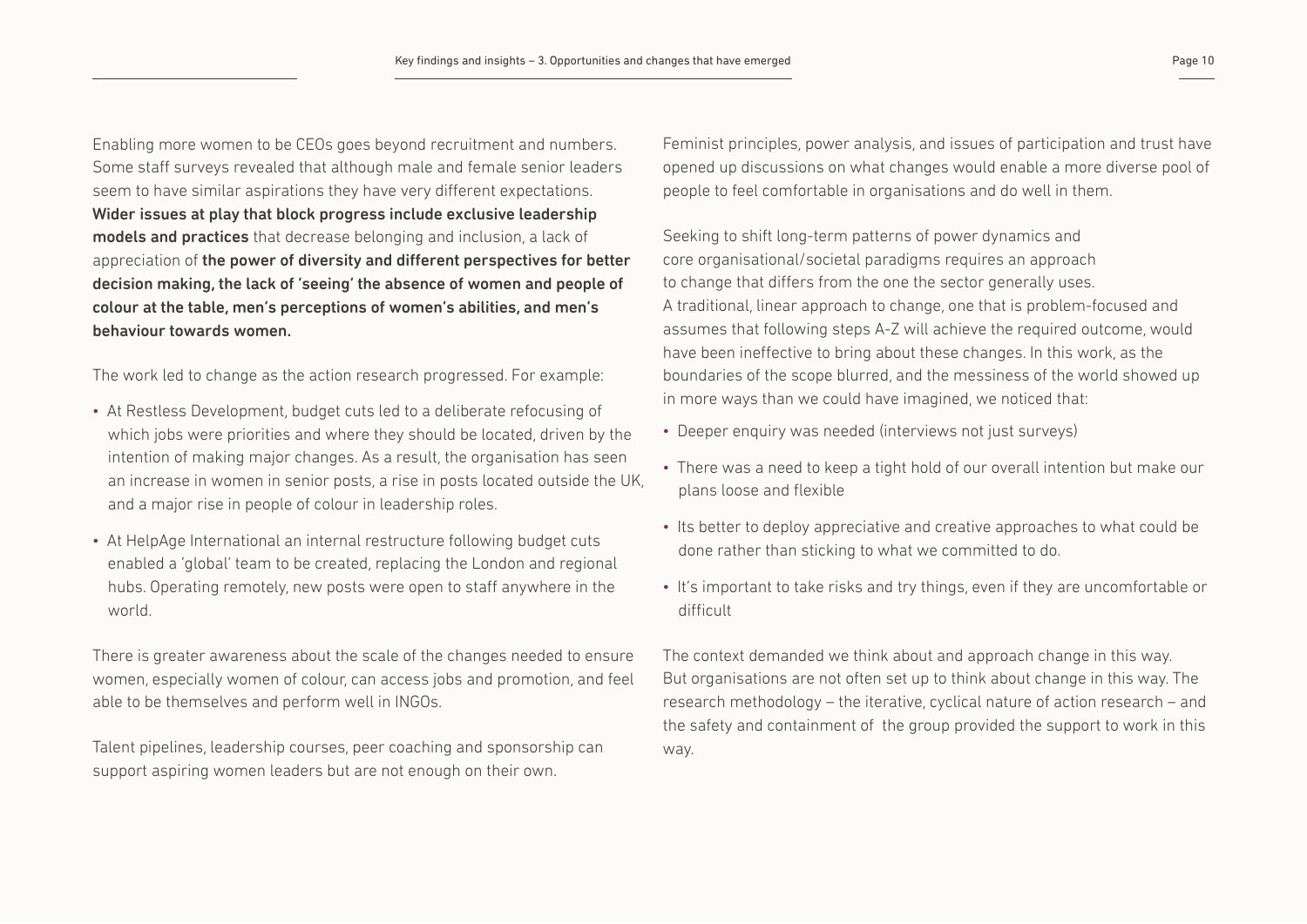Enabling more women to be CEOs goes beyond recruitment and numbers. Some staff surveys revealed that although male and female senior leaders seem to have similar aspirations they have very different expectations. **Wider issues at play that block progress include exclusive leadership models and practices** that decrease belonging and inclusion, a lack of appreciation of **the power of diversity and different perspectives for better decision making, the lack of 'seeing' the absence of women and people of colour at the table, men's perceptions of women's abilities, and men's behaviour towards women.**

The work led to change as the action research progressed. For example:

- At Restless Development, budget cuts led to a deliberate refocusing of which jobs were priorities and where they should be located, driven by the intention of making major changes. As a result, the organisation has seen an increase in women in senior posts, a rise in posts located outside the UK, and a major rise in people of colour in leadership roles.
- At HelpAge International an internal restructure following budget cuts enabled a 'global' team to be created, replacing the London and regional hubs. Operating remotely, new posts were open to staff anywhere in the world.

There is greater awareness about the scale of the changes needed to ensure women, especially women of colour, can access jobs and promotion, and feel able to be themselves and perform well in INGOs.

Talent pipelines, leadership courses, peer coaching and sponsorship can support aspiring women leaders but are not enough on their own.

Feminist principles, power analysis, and issues of participation and trust have opened up discussions on what changes would enable a more diverse pool of people to feel comfortable in organisations and do well in them.

Seeking to shift long-term patterns of power dynamics and core organisational/societal paradigms requires an approach to change that differs from the one the sector generally uses. A traditional, linear approach to change, one that is problem-focused and assumes that following steps A-Z will achieve the required outcome, would have been ineffective to bring about these changes. In this work, as the boundaries of the scope blurred, and the messiness of the world showed up in more ways than we could have imagined, we noticed that:

- Deeper enquiry was needed (interviews not just surveys)
- There was a need to keep a tight hold of our overall intention but make our plans loose and flexible
- Its better to deploy appreciative and creative approaches to what could be done rather than sticking to what we committed to do.
- It's important to take risks and try things, even if they are uncomfortable or difficult

The context demanded we think about and approach change in this way. But organisations are not often set up to think about change in this way. The research methodology – the iterative, cyclical nature of action research – and the safety and containment of the group provided the support to work in this way.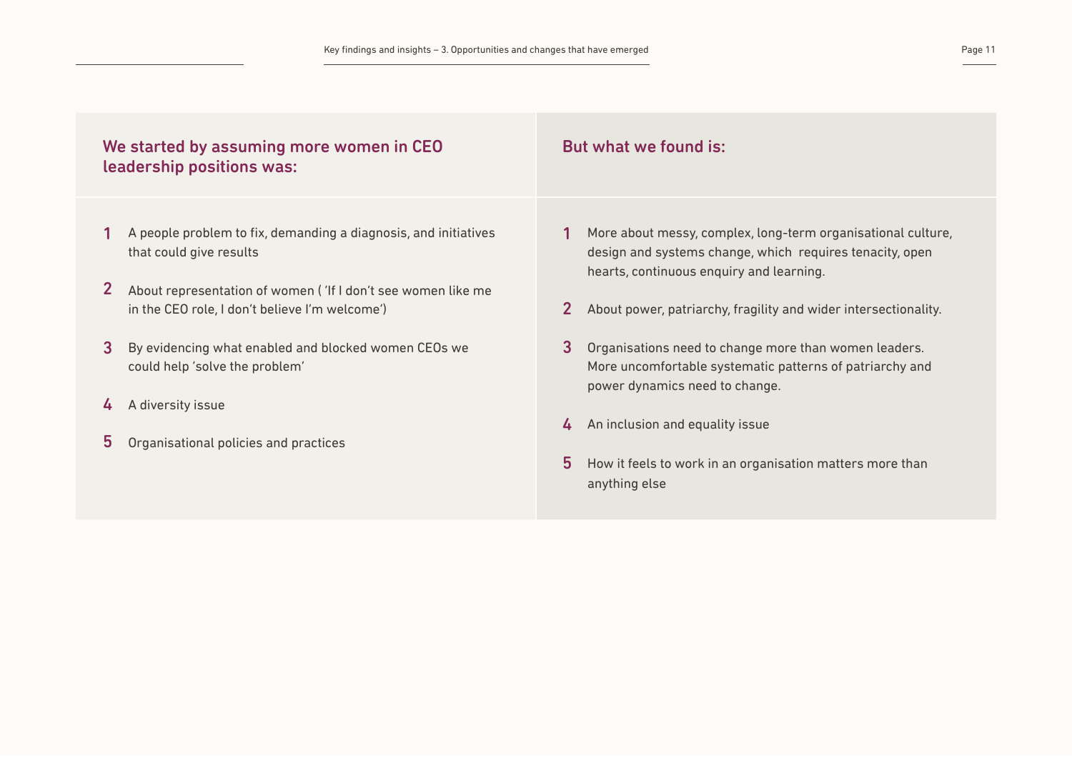| We started by assuming more women in CEO leadership positions was: | But what we found is: |
| --- | --- |
| 1. A people problem to fix, demanding a diagnosis, and initiatives that could give results | 1. More about messy, complex, long-term organisational culture, design and systems change, which requires tenacity, open hearts, continuous enquiry and learning. |
| 2. About representation of women ( 'If I don't see women like me in the CEO role, I don't believe I'm welcome') | 2. About power, patriarchy, fragility and wider intersectionality. |
| 3. By evidencing what enabled and blocked women CEOs we could help 'solve the problem' | 3. Organisations need to change more than women leaders. More uncomfortable systematic patterns of patriarchy and power dynamics need to change. |
| 4. A diversity issue | 4. An inclusion and equality issue |
| 5. Organisational policies and practices | 5. How it feels to work in an organisation matters more than anything else |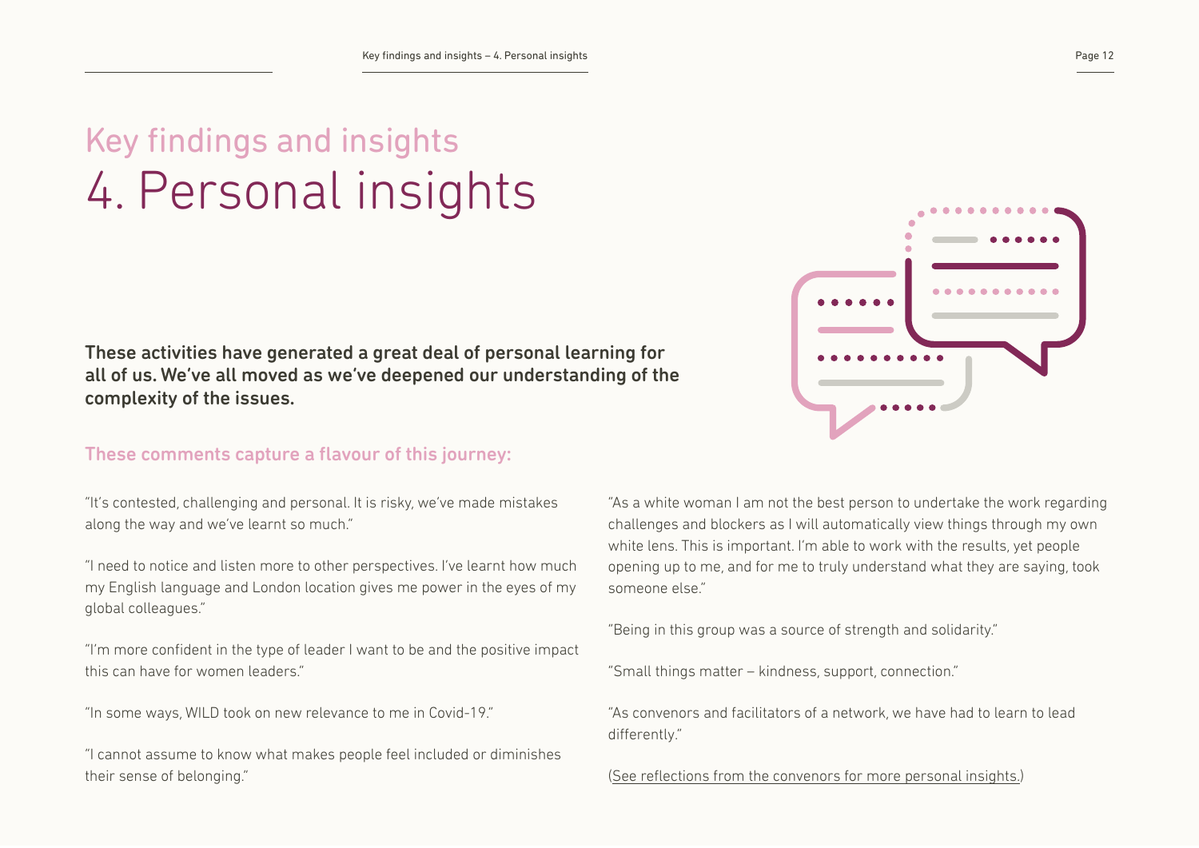# Key findings and insights
# 4. Personal insights

**These activities have generated a great deal of personal learning for all of us. We've all moved as we've deepened our understanding of the complexity of the issues.**

## These comments capture a flavour of this journey:

"It's contested, challenging and personal. It is risky, we've made mistakes along the way and we've learnt so much."

"I need to notice and listen more to other perspectives. I've learnt how much my English language and London location gives me power in the eyes of my global colleagues."

"I'm more confident in the type of leader I want to be and the positive impact this can have for women leaders."

"In some ways, WILD took on new relevance to me in Covid-19."

"I cannot assume to know what makes people feel included or diminishes their sense of belonging."

"As a white woman I am not the best person to undertake the work regarding challenges and blockers as I will automatically view things through my own white lens. This is important. I'm able to work with the results, yet people opening up to me, and for me to truly understand what they are saying, took someone else."

"Being in this group was a source of strength and solidarity."

"Small things matter – kindness, support, connection."

"As convenors and facilitators of a network, we have had to learn to lead differently."

(See reflections from the convenors for more personal insights.)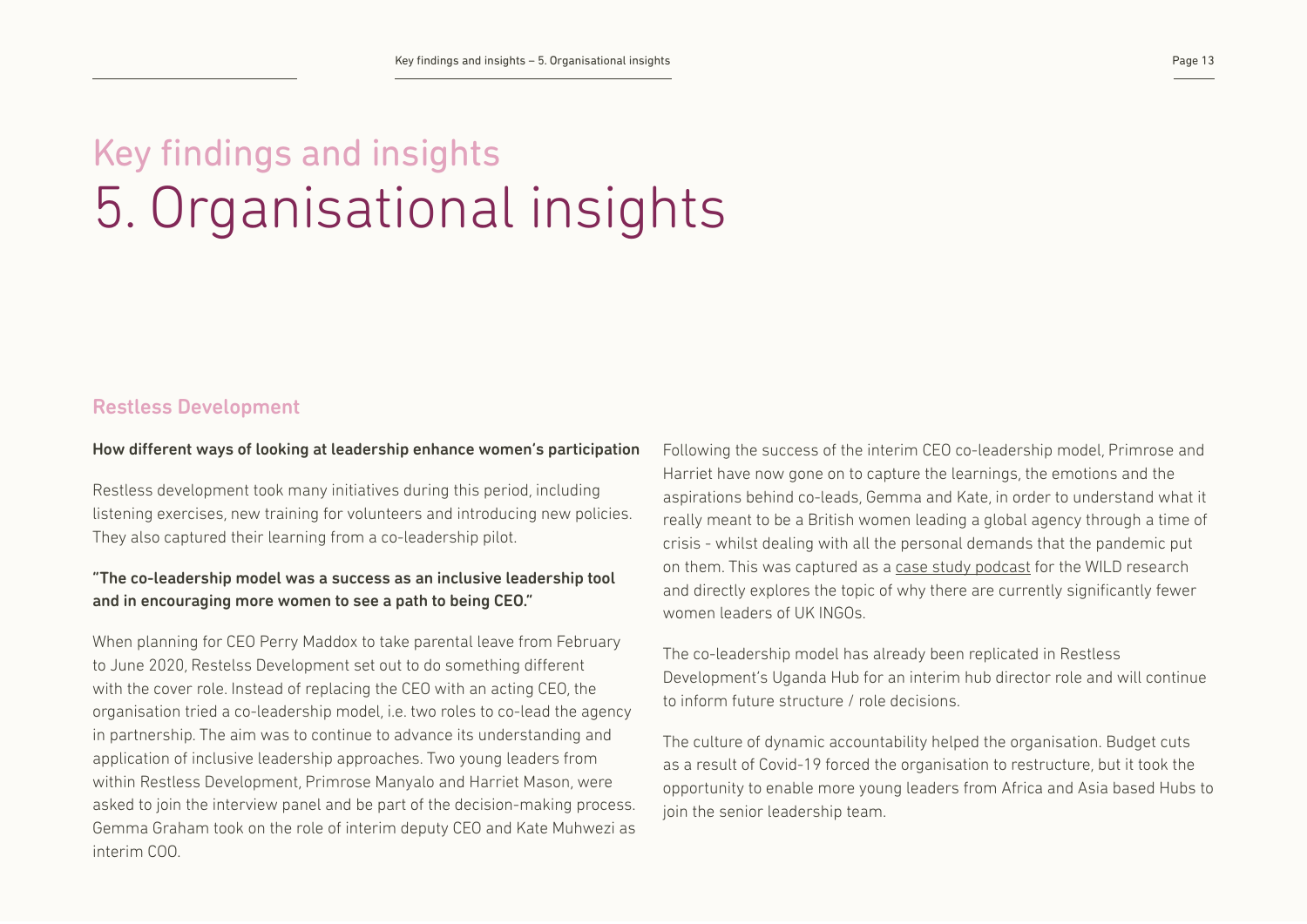# Key findings and insights
# 5. Organisational insights

## Restless Development

### How different ways of looking at leadership enhance women's participation

Restless development took many initiatives during this period, including listening exercises, new training for volunteers and introducing new policies. They also captured their learning from a co-leadership pilot.

**"The co-leadership model was a success as an inclusive leadership tool and in encouraging more women to see a path to being CEO."**

When planning for CEO Perry Maddox to take parental leave from February to June 2020, Restelss Development set out to do something different with the cover role. Instead of replacing the CEO with an acting CEO, the organisation tried a co-leadership model, i.e. two roles to co-lead the agency in partnership. The aim was to continue to advance its understanding and application of inclusive leadership approaches. Two young leaders from within Restless Development, Primrose Manyalo and Harriet Mason, were asked to join the interview panel and be part of the decision-making process. Gemma Graham took on the role of interim deputy CEO and Kate Muhwezi as interim COO.

Following the success of the interim CEO co-leadership model, Primrose and Harriet have now gone on to capture the learnings, the emotions and the aspirations behind co-leads, Gemma and Kate, in order to understand what it really meant to be a British women leading a global agency through a time of crisis - whilst dealing with all the personal demands that the pandemic put on them. This was captured as a case study podcast for the WILD research and directly explores the topic of why there are currently significantly fewer women leaders of UK INGOs.

The co-leadership model has already been replicated in Restless Development's Uganda Hub for an interim hub director role and will continue to inform future structure / role decisions.

The culture of dynamic accountability helped the organisation. Budget cuts as a result of Covid-19 forced the organisation to restructure, but it took the opportunity to enable more young leaders from Africa and Asia based Hubs to join the senior leadership team.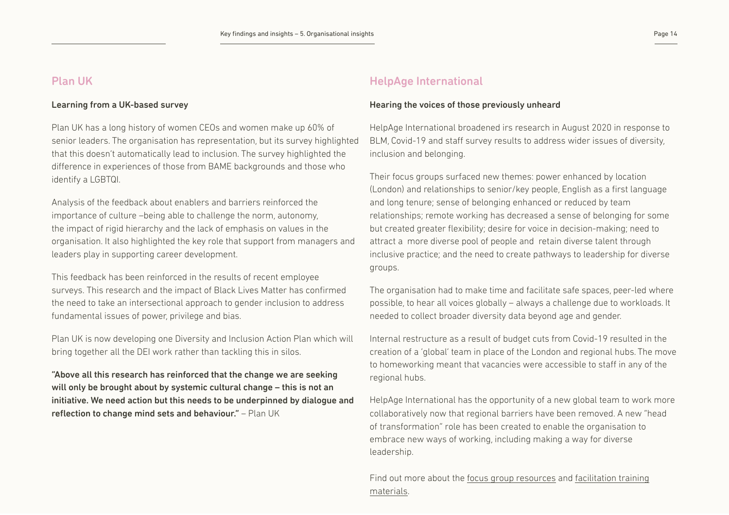## Plan UK

**Learning from a UK-based survey**

Plan UK has a long history of women CEOs and women make up 60% of senior leaders. The organisation has representation, but its survey highlighted that this doesn't automatically lead to inclusion. The survey highlighted the difference in experiences of those from BAME backgrounds and those who identify a LGBTQI.

Analysis of the feedback about enablers and barriers reinforced the importance of culture –being able to challenge the norm, autonomy, the impact of rigid hierarchy and the lack of emphasis on values in the organisation. It also highlighted the key role that support from managers and leaders play in supporting career development.

This feedback has been reinforced in the results of recent employee surveys. This research and the impact of Black Lives Matter has confirmed the need to take an intersectional approach to gender inclusion to address fundamental issues of power, privilege and bias.

Plan UK is now developing one Diversity and Inclusion Action Plan which will bring together all the DEI work rather than tackling this in silos.

**"Above all this research has reinforced that the change we are seeking will only be brought about by systemic cultural change – this is not an initiative. We need action but this needs to be underpinned by dialogue and reflection to change mind sets and behaviour."** – Plan UK

## HelpAge International

**Hearing the voices of those previously unheard**

HelpAge International broadened irs research in August 2020 in response to BLM, Covid-19 and staff survey results to address wider issues of diversity, inclusion and belonging.

Their focus groups surfaced new themes: power enhanced by location (London) and relationships to senior/key people, English as a first language and long tenure; sense of belonging enhanced or reduced by team relationships; remote working has decreased a sense of belonging for some but created greater flexibility; desire for voice in decision-making; need to attract a more diverse pool of people and retain diverse talent through inclusive practice; and the need to create pathways to leadership for diverse groups.

The organisation had to make time and facilitate safe spaces, peer-led where possible, to hear all voices globally – always a challenge due to workloads. It needed to collect broader diversity data beyond age and gender.

Internal restructure as a result of budget cuts from Covid-19 resulted in the creation of a 'global' team in place of the London and regional hubs. The move to homeworking meant that vacancies were accessible to staff in any of the regional hubs.

HelpAge International has the opportunity of a new global team to work more collaboratively now that regional barriers have been removed. A new "head of transformation" role has been created to enable the organisation to embrace new ways of working, including making a way for diverse leadership.

Find out more about the focus group resources and facilitation training materials.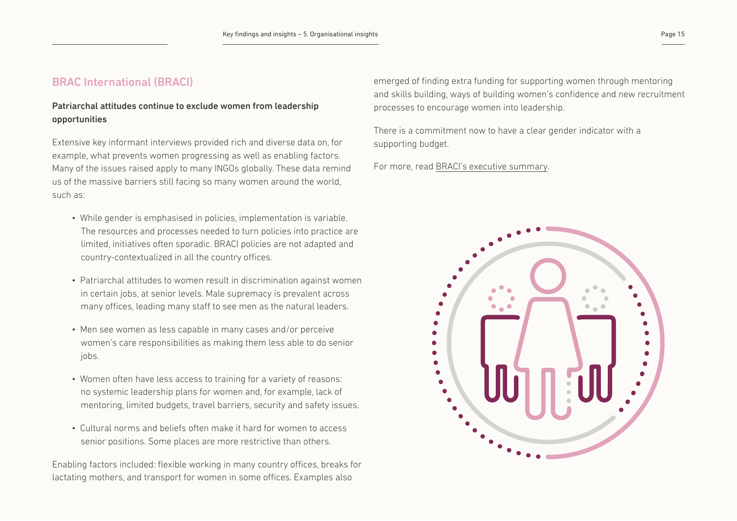## BRAC International (BRACI)

### Patriarchal attitudes continue to exclude women from leadership opportunities

Extensive key informant interviews provided rich and diverse data on, for example, what prevents women progressing as well as enabling factors. Many of the issues raised apply to many INGOs globally. These data remind us of the massive barriers still facing so many women around the world, such as:

- While gender is emphasised in policies, implementation is variable. The resources and processes needed to turn policies into practice are limited, initiatives often sporadic. BRACI policies are not adapted and country-contextualized in all the country offices.
- Patriarchal attitudes to women result in discrimination against women in certain jobs, at senior levels. Male supremacy is prevalent across many offices, leading many staff to see men as the natural leaders.
- Men see women as less capable in many cases and/or perceive women's care responsibilities as making them less able to do senior jobs.
- Women often have less access to training for a variety of reasons: no systemic leadership plans for women and, for example, lack of mentoring, limited budgets, travel barriers, security and safety issues.
- Cultural norms and beliefs often make it hard for women to access senior positions. Some places are more restrictive than others.

Enabling factors included: flexible working in many country offices, breaks for lactating mothers, and transport for women in some offices. Examples also emerged of finding extra funding for supporting women through mentoring and skills building, ways of building women's confidence and new recruitment processes to encourage women into leadership.

There is a commitment now to have a clear gender indicator with a supporting budget.

For more, read BRACI's executive summary.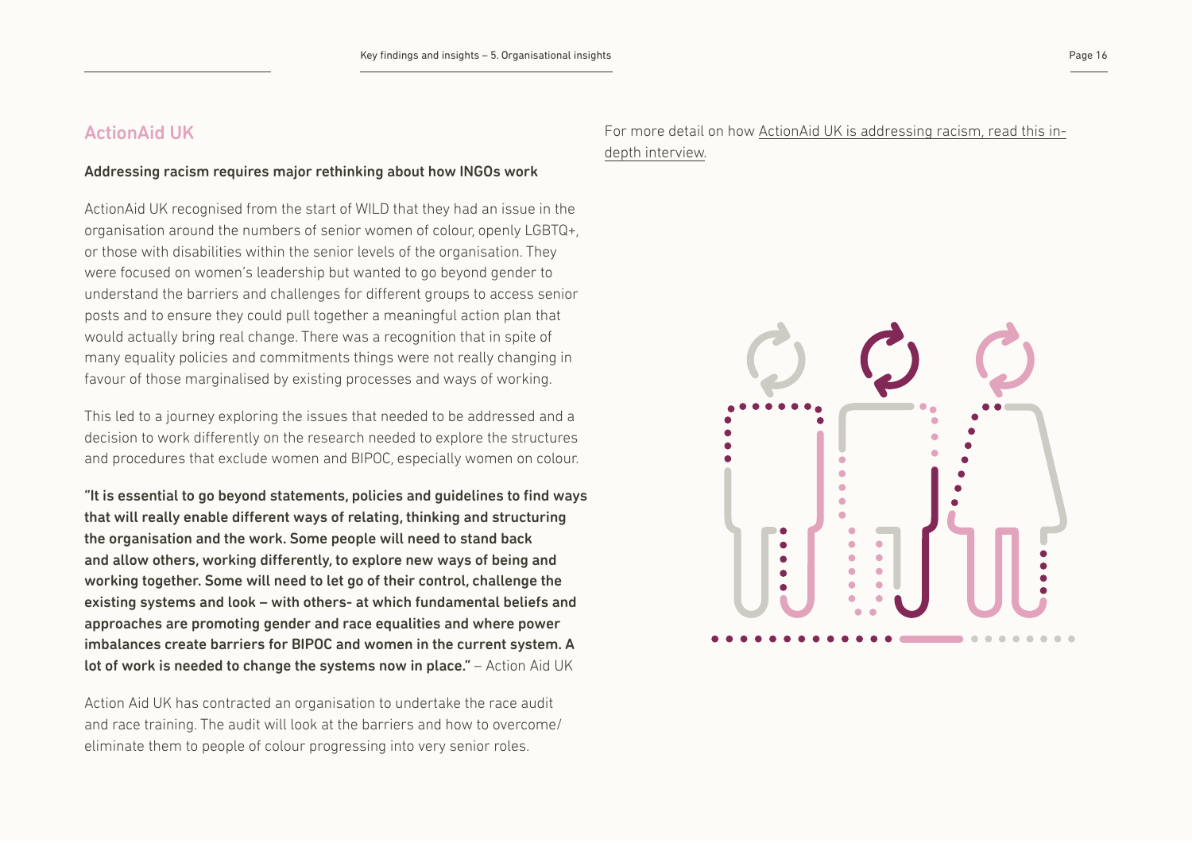## ActionAid UK

### Addressing racism requires major rethinking about how INGOs work

ActionAid UK recognised from the start of WILD that they had an issue in the organisation around the numbers of senior women of colour, openly LGBTQ+, or those with disabilities within the senior levels of the organisation. They were focused on women's leadership but wanted to go beyond gender to understand the barriers and challenges for different groups to access senior posts and to ensure they could pull together a meaningful action plan that would actually bring real change. There was a recognition that in spite of many equality policies and commitments things were not really changing in favour of those marginalised by existing processes and ways of working.

This led to a journey exploring the issues that needed to be addressed and a decision to work differently on the research needed to explore the structures and procedures that exclude women and BIPOC, especially women on colour.

**"It is essential to go beyond statements, policies and guidelines to find ways that will really enable different ways of relating, thinking and structuring the organisation and the work. Some people will need to stand back and allow others, working differently, to explore new ways of being and working together. Some will need to let go of their control, challenge the existing systems and look – with others- at which fundamental beliefs and approaches are promoting gender and race equalities and where power imbalances create barriers for BIPOC and women in the current system. A lot of work is needed to change the systems now in place."** – Action Aid UK

Action Aid UK has contracted an organisation to undertake the race audit and race training. The audit will look at the barriers and how to overcome/ eliminate them to people of colour progressing into very senior roles.

For more detail on how ActionAid UK is addressing racism, read this in-depth interview.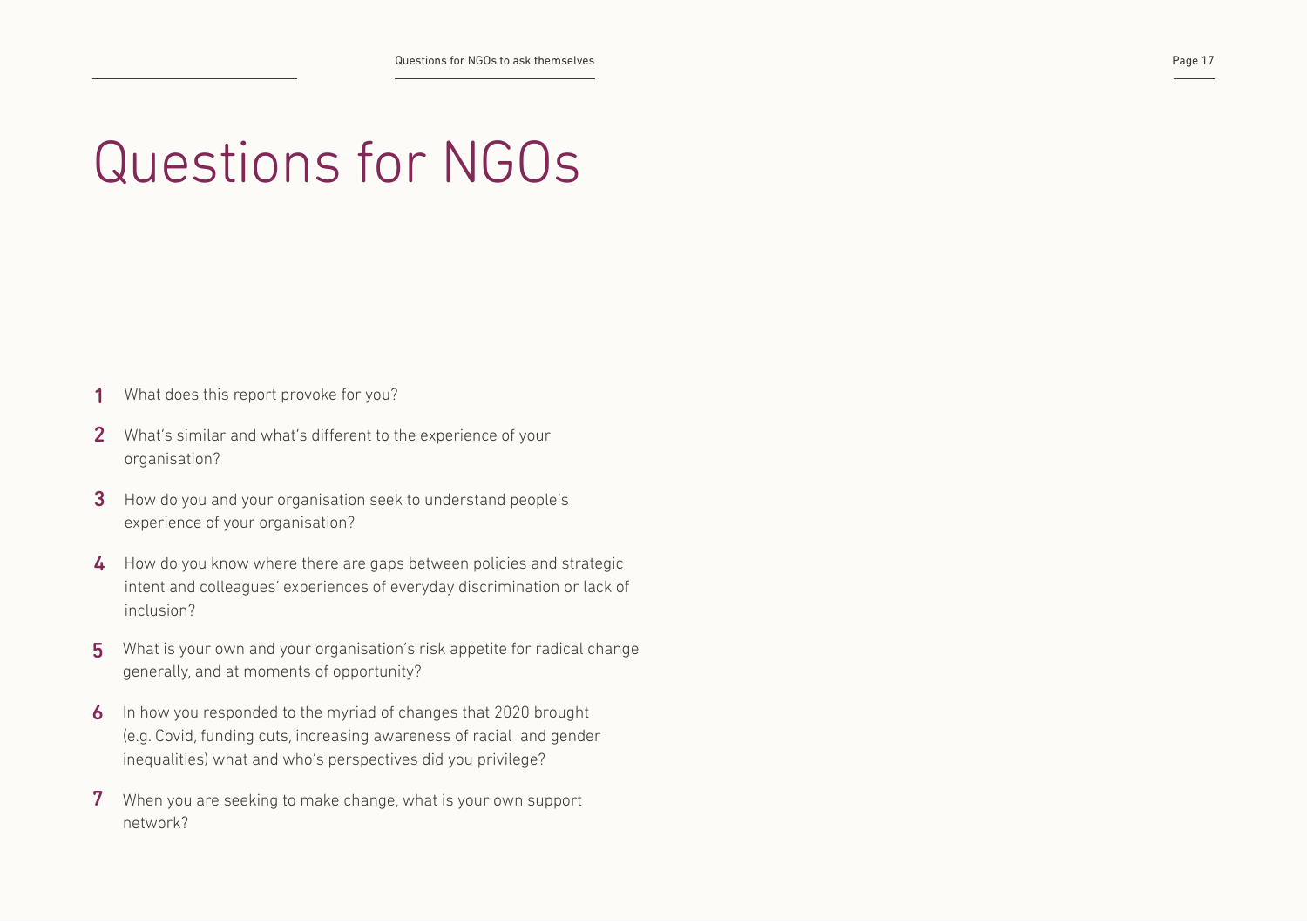# Questions for NGOs

1. What does this report provoke for you?
2. What's similar and what's different to the experience of your organisation?
3. How do you and your organisation seek to understand people's experience of your organisation?
4. How do you know where there are gaps between policies and strategic intent and colleagues' experiences of everyday discrimination or lack of inclusion?
5. What is your own and your organisation's risk appetite for radical change generally, and at moments of opportunity?
6. In how you responded to the myriad of changes that 2020 brought (e.g. Covid, funding cuts, increasing awareness of racial and gender inequalities) what and who's perspectives did you privilege?
7. When you are seeking to make change, what is your own support network?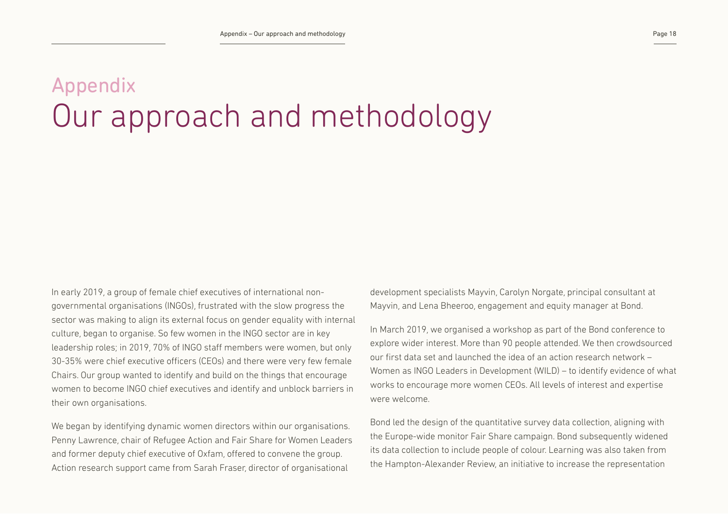# Appendix

# Our approach and methodology

In early 2019, a group of female chief executives of international non-governmental organisations (INGOs), frustrated with the slow progress the sector was making to align its external focus on gender equality with internal culture, began to organise. So few women in the INGO sector are in key leadership roles; in 2019, 70% of INGO staff members were women, but only 30-35% were chief executive officers (CEOs) and there were very few female Chairs. Our group wanted to identify and build on the things that encourage women to become INGO chief executives and identify and unblock barriers in their own organisations.

We began by identifying dynamic women directors within our organisations. Penny Lawrence, chair of Refugee Action and Fair Share for Women Leaders and former deputy chief executive of Oxfam, offered to convene the group. Action research support came from Sarah Fraser, director of organisational development specialists Mayvin, Carolyn Norgate, principal consultant at Mayvin, and Lena Bheeroo, engagement and equity manager at Bond.

In March 2019, we organised a workshop as part of the Bond conference to explore wider interest. More than 90 people attended. We then crowdsourced our first data set and launched the idea of an action research network – Women as INGO Leaders in Development (WILD) – to identify evidence of what works to encourage more women CEOs. All levels of interest and expertise were welcome.

Bond led the design of the quantitative survey data collection, aligning with the Europe-wide monitor Fair Share campaign. Bond subsequently widened its data collection to include people of colour. Learning was also taken from the Hampton-Alexander Review, an initiative to increase the representation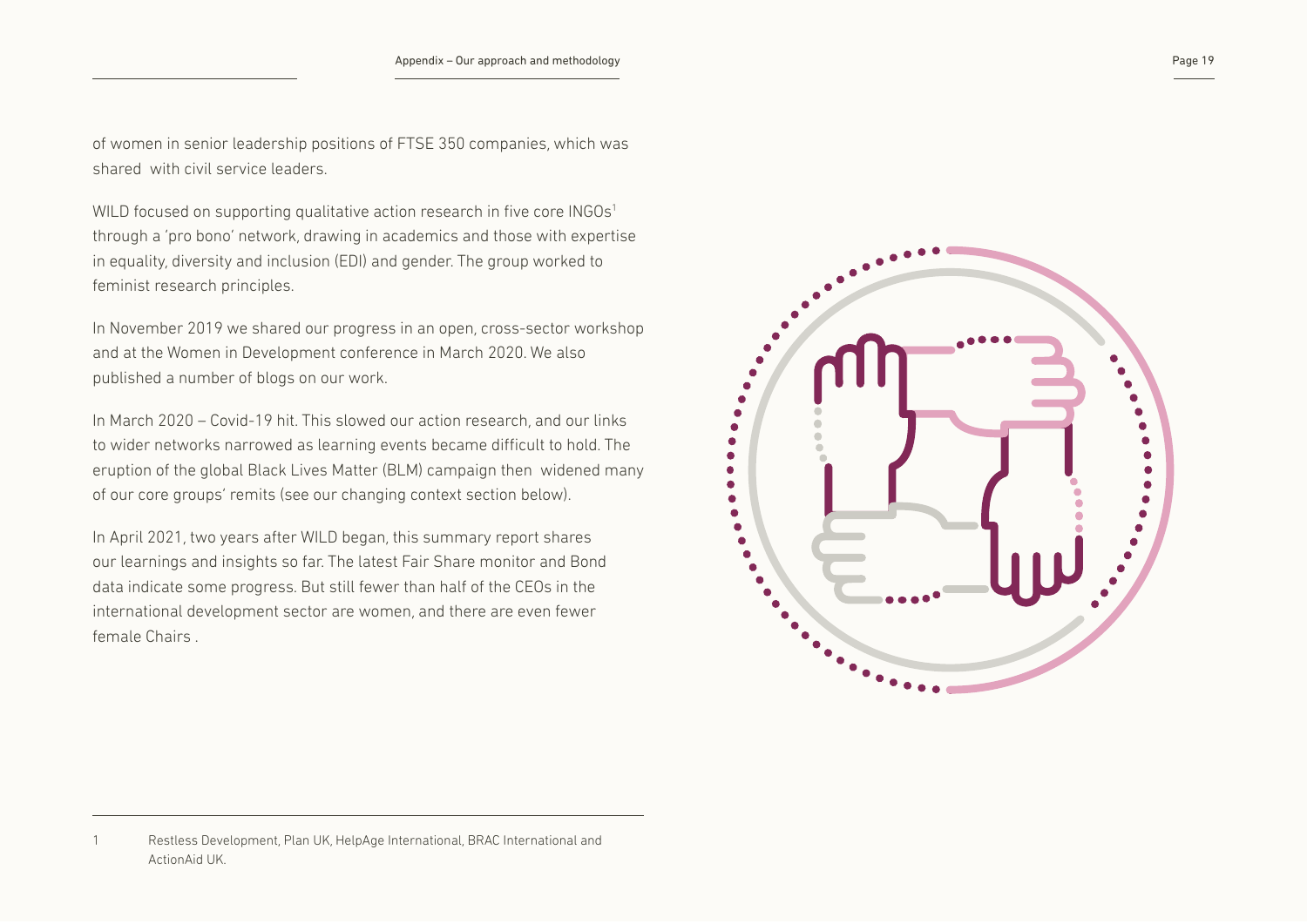of women in senior leadership positions of FTSE 350 companies, which was shared with civil service leaders.

WILD focused on supporting qualitative action research in five core INGOs[1] through a 'pro bono' network, drawing in academics and those with expertise in equality, diversity and inclusion (EDI) and gender. The group worked to feminist research principles.

In November 2019 we shared our progress in an open, cross-sector workshop and at the Women in Development conference in March 2020. We also published a number of blogs on our work.

In March 2020 – Covid-19 hit. This slowed our action research, and our links to wider networks narrowed as learning events became difficult to hold. The eruption of the global Black Lives Matter (BLM) campaign then widened many of our core groups' remits (see our changing context section below).

In April 2021, two years after WILD began, this summary report shares our learnings and insights so far. The latest Fair Share monitor and Bond data indicate some progress. But still fewer than half of the CEOs in the international development sector are women, and there are even fewer female Chairs .

---

1 Restless Development, Plan UK, HelpAge International, BRAC International and ActionAid UK.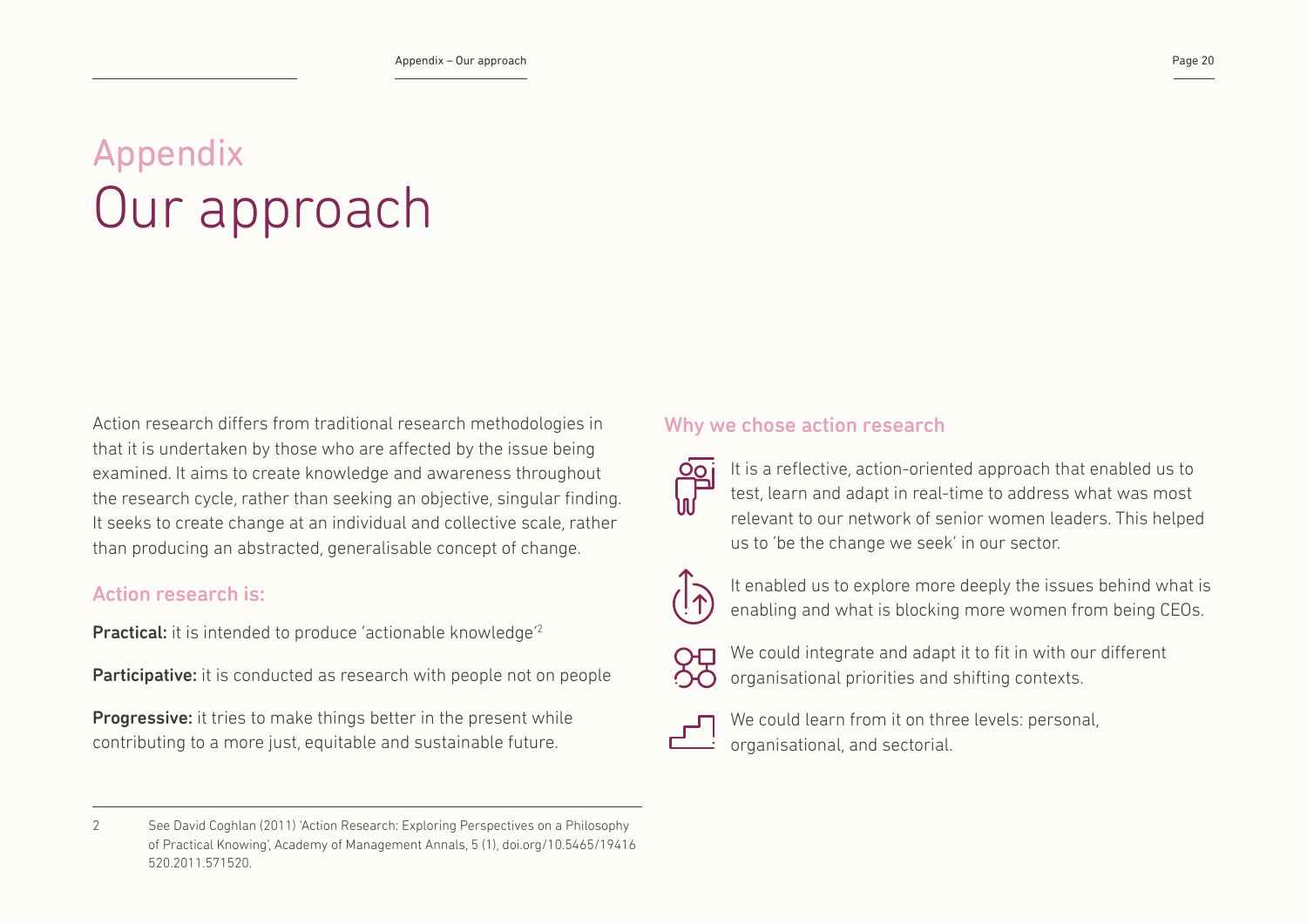# Appendix
# Our approach

Action research differs from traditional research methodologies in that it is undertaken by those who are affected by the issue being examined. It aims to create knowledge and awareness throughout the research cycle, rather than seeking an objective, singular finding. It seeks to create change at an individual and collective scale, rather than producing an abstracted, generalisable concept of change.

## Action research is:

**Practical:** it is intended to produce 'actionable knowledge'[2]

**Participative:** it is conducted as research with people not on people

**Progressive:** it tries to make things better in the present while contributing to a more just, equitable and sustainable future.

## Why we chose action research

- It is a reflective, action-oriented approach that enabled us to test, learn and adapt in real-time to address what was most relevant to our network of senior women leaders. This helped us to 'be the change we seek' in our sector.
- It enabled us to explore more deeply the issues behind what is enabling and what is blocking more women from being CEOs.
- We could integrate and adapt it to fit in with our different organisational priorities and shifting contexts.
- We could learn from it on three levels: personal, organisational, and sectorial.

---

2 See David Coghlan (2011) 'Action Research: Exploring Perspectives on a Philosophy of Practical Knowing', Academy of Management Annals, 5 (1), doi.org/10.5465/19416520.2011.571520.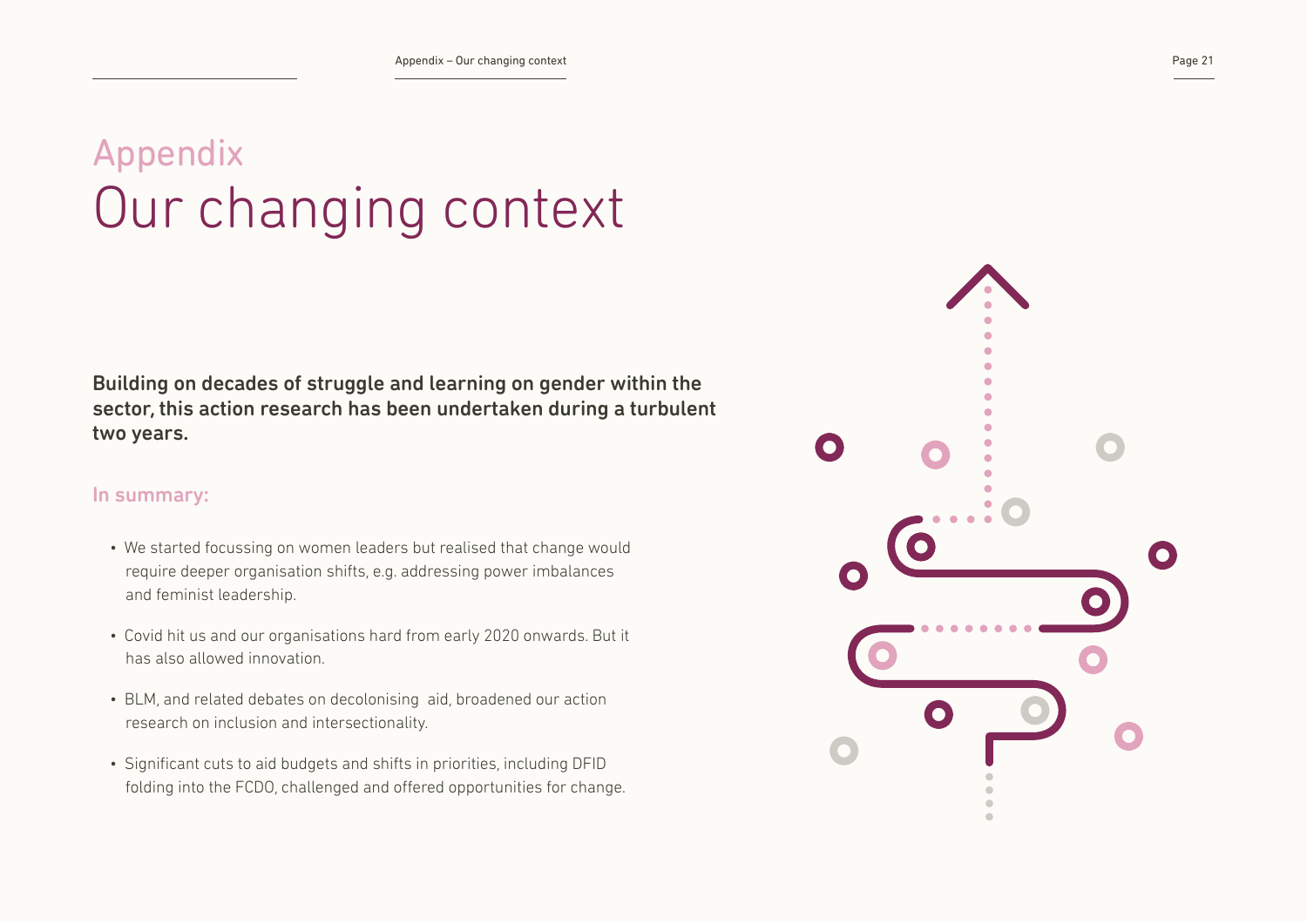# Appendix
# Our changing context

**Building on decades of struggle and learning on gender within the sector, this action research has been undertaken during a turbulent two years.**

## In summary:

- We started focussing on women leaders but realised that change would require deeper organisation shifts, e.g. addressing power imbalances and feminist leadership.
- Covid hit us and our organisations hard from early 2020 onwards. But it has also allowed innovation.
- BLM, and related debates on decolonising aid, broadened our action research on inclusion and intersectionality.
- Significant cuts to aid budgets and shifts in priorities, including DFID folding into the FCDO, challenged and offered opportunities for change.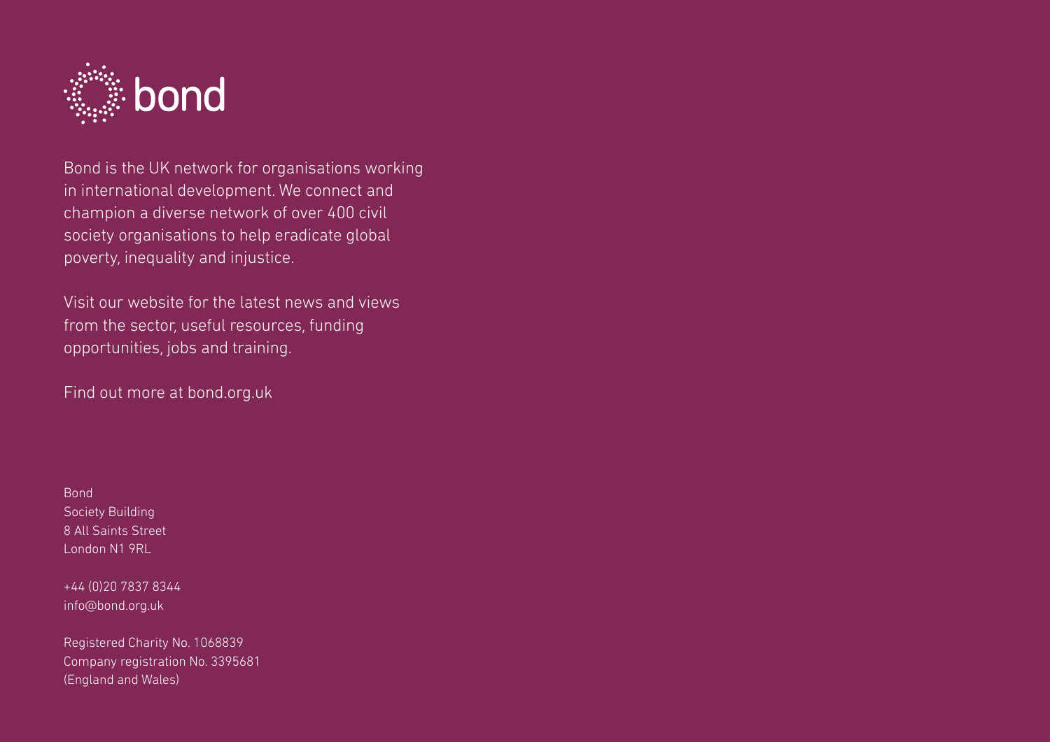bond

Bond is the UK network for organisations working in international development. We connect and champion a diverse network of over 400 civil society organisations to help eradicate global poverty, inequality and injustice.

Visit our website for the latest news and views from the sector, useful resources, funding opportunities, jobs and training.

Find out more at bond.org.uk

Bond
Society Building
8 All Saints Street
London N1 9RL

+44 (0)20 7837 8344
info@bond.org.uk

Registered Charity No. 1068839
Company registration No. 3395681
(England and Wales)